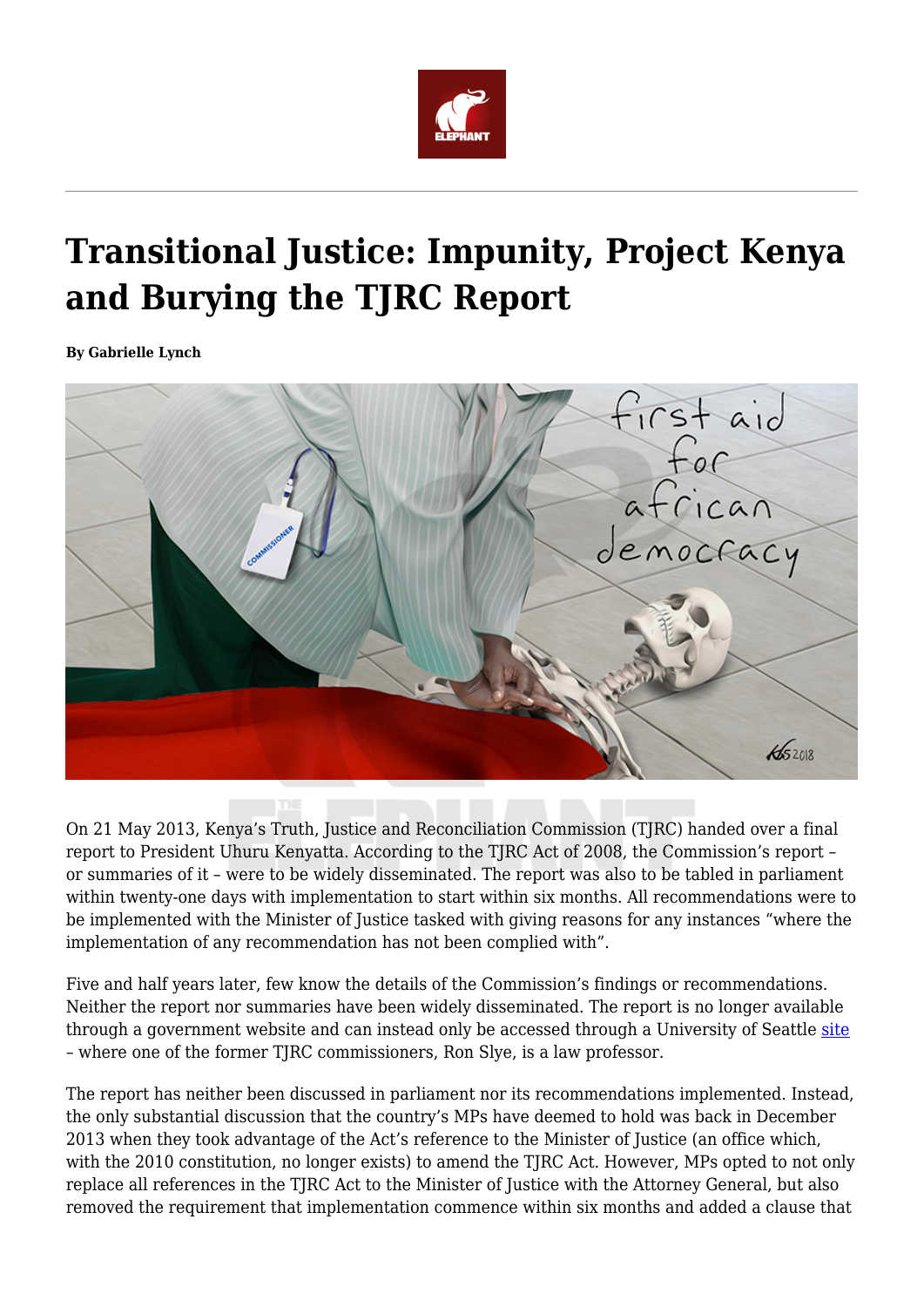# Transitional Justice: Impunity, Project Kenya and Burying the TJRC Report

**By Gabrielle Lynch**

On 21 May 2013, Kenya's Truth, Justice and Reconciliation Commission (TJRC) handed over a final report to President Uhuru Kenyatta. According to the TJRC Act of 2008, the Commission's report – or summaries of it – were to be widely disseminated. The report was also to be tabled in parliament within twenty-one days with implementation to start within six months. All recommendations were to be implemented with the Minister of Justice tasked with giving reasons for any instances "where the implementation of any recommendation has not been complied with".

Five and half years later, few know the details of the Commission's findings or recommendations. Neither the report nor summaries have been widely disseminated. The report is no longer available through a government website and can instead only be accessed through a University of Seattle site – where one of the former TJRC commissioners, Ron Slye, is a law professor.

The report has neither been discussed in parliament nor its recommendations implemented. Instead, the only substantial discussion that the country's MPs have deemed to hold was back in December 2013 when they took advantage of the Act's reference to the Minister of Justice (an office which, with the 2010 constitution, no longer exists) to amend the TJRC Act. However, MPs opted to not only replace all references in the TJRC Act to the Minister of Justice with the Attorney General, but also removed the requirement that implementation commence within six months and added a clause that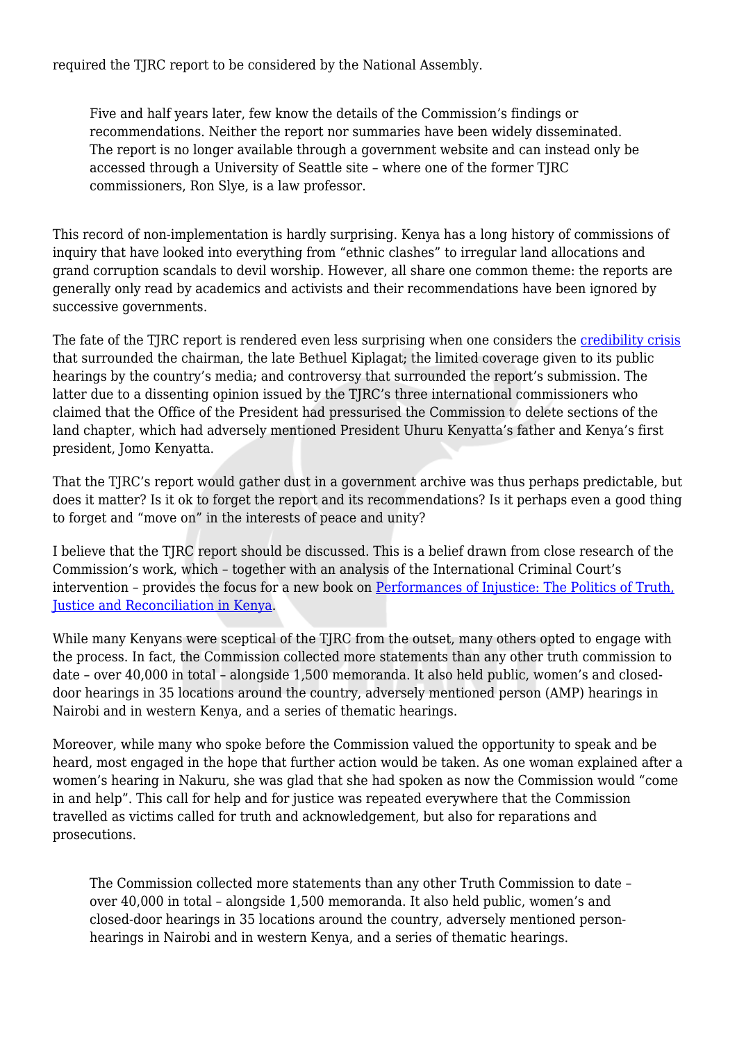required the TJRC report to be considered by the National Assembly.

> Five and half years later, few know the details of the Commission's findings or recommendations. Neither the report nor summaries have been widely disseminated. The report is no longer available through a government website and can instead only be accessed through a University of Seattle site – where one of the former TJRC commissioners, Ron Slye, is a law professor.

This record of non-implementation is hardly surprising. Kenya has a long history of commissions of inquiry that have looked into everything from "ethnic clashes" to irregular land allocations and grand corruption scandals to devil worship. However, all share one common theme: the reports are generally only read by academics and activists and their recommendations have been ignored by successive governments.

The fate of the TJRC report is rendered even less surprising when one considers the credibility crisis that surrounded the chairman, the late Bethuel Kiplagat; the limited coverage given to its public hearings by the country's media; and controversy that surrounded the report's submission. The latter due to a dissenting opinion issued by the TJRC's three international commissioners who claimed that the Office of the President had pressurised the Commission to delete sections of the land chapter, which had adversely mentioned President Uhuru Kenyatta's father and Kenya's first president, Jomo Kenyatta.

That the TJRC's report would gather dust in a government archive was thus perhaps predictable, but does it matter? Is it ok to forget the report and its recommendations? Is it perhaps even a good thing to forget and "move on" in the interests of peace and unity?

I believe that the TJRC report should be discussed. This is a belief drawn from close research of the Commission's work, which – together with an analysis of the International Criminal Court's intervention – provides the focus for a new book on Performances of Injustice: The Politics of Truth, Justice and Reconciliation in Kenya.

While many Kenyans were sceptical of the TJRC from the outset, many others opted to engage with the process. In fact, the Commission collected more statements than any other truth commission to date – over 40,000 in total – alongside 1,500 memoranda. It also held public, women's and closed-door hearings in 35 locations around the country, adversely mentioned person (AMP) hearings in Nairobi and in western Kenya, and a series of thematic hearings.

Moreover, while many who spoke before the Commission valued the opportunity to speak and be heard, most engaged in the hope that further action would be taken. As one woman explained after a women's hearing in Nakuru, she was glad that she had spoken as now the Commission would "come in and help". This call for help and for justice was repeated everywhere that the Commission travelled as victims called for truth and acknowledgement, but also for reparations and prosecutions.

> The Commission collected more statements than any other Truth Commission to date – over 40,000 in total – alongside 1,500 memoranda. It also held public, women's and closed-door hearings in 35 locations around the country, adversely mentioned person-hearings in Nairobi and in western Kenya, and a series of thematic hearings.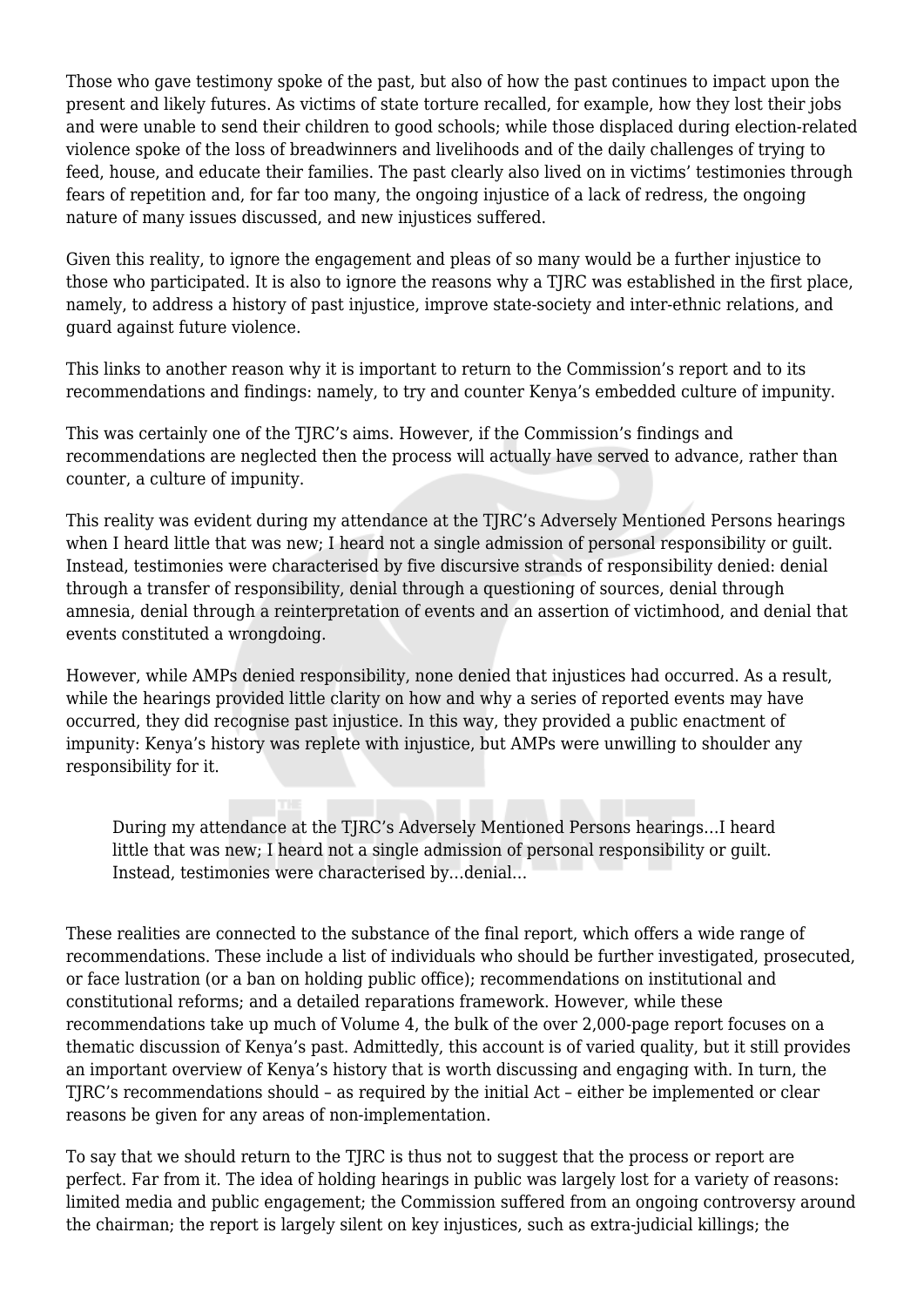Those who gave testimony spoke of the past, but also of how the past continues to impact upon the present and likely futures. As victims of state torture recalled, for example, how they lost their jobs and were unable to send their children to good schools; while those displaced during election-related violence spoke of the loss of breadwinners and livelihoods and of the daily challenges of trying to feed, house, and educate their families. The past clearly also lived on in victims' testimonies through fears of repetition and, for far too many, the ongoing injustice of a lack of redress, the ongoing nature of many issues discussed, and new injustices suffered.

Given this reality, to ignore the engagement and pleas of so many would be a further injustice to those who participated. It is also to ignore the reasons why a TJRC was established in the first place, namely, to address a history of past injustice, improve state-society and inter-ethnic relations, and guard against future violence.

This links to another reason why it is important to return to the Commission's report and to its recommendations and findings: namely, to try and counter Kenya's embedded culture of impunity.

This was certainly one of the TJRC's aims. However, if the Commission's findings and recommendations are neglected then the process will actually have served to advance, rather than counter, a culture of impunity.

This reality was evident during my attendance at the TJRC's Adversely Mentioned Persons hearings when I heard little that was new; I heard not a single admission of personal responsibility or guilt. Instead, testimonies were characterised by five discursive strands of responsibility denied: denial through a transfer of responsibility, denial through a questioning of sources, denial through amnesia, denial through a reinterpretation of events and an assertion of victimhood, and denial that events constituted a wrongdoing.

However, while AMPs denied responsibility, none denied that injustices had occurred. As a result, while the hearings provided little clarity on how and why a series of reported events may have occurred, they did recognise past injustice. In this way, they provided a public enactment of impunity: Kenya's history was replete with injustice, but AMPs were unwilling to shoulder any responsibility for it.

> During my attendance at the TJRC's Adversely Mentioned Persons hearings…I heard little that was new; I heard not a single admission of personal responsibility or guilt. Instead, testimonies were characterised by…denial…

These realities are connected to the substance of the final report, which offers a wide range of recommendations. These include a list of individuals who should be further investigated, prosecuted, or face lustration (or a ban on holding public office); recommendations on institutional and constitutional reforms; and a detailed reparations framework. However, while these recommendations take up much of Volume 4, the bulk of the over 2,000-page report focuses on a thematic discussion of Kenya's past. Admittedly, this account is of varied quality, but it still provides an important overview of Kenya's history that is worth discussing and engaging with. In turn, the TJRC's recommendations should – as required by the initial Act – either be implemented or clear reasons be given for any areas of non-implementation.

To say that we should return to the TJRC is thus not to suggest that the process or report are perfect. Far from it. The idea of holding hearings in public was largely lost for a variety of reasons: limited media and public engagement; the Commission suffered from an ongoing controversy around the chairman; the report is largely silent on key injustices, such as extra-judicial killings; the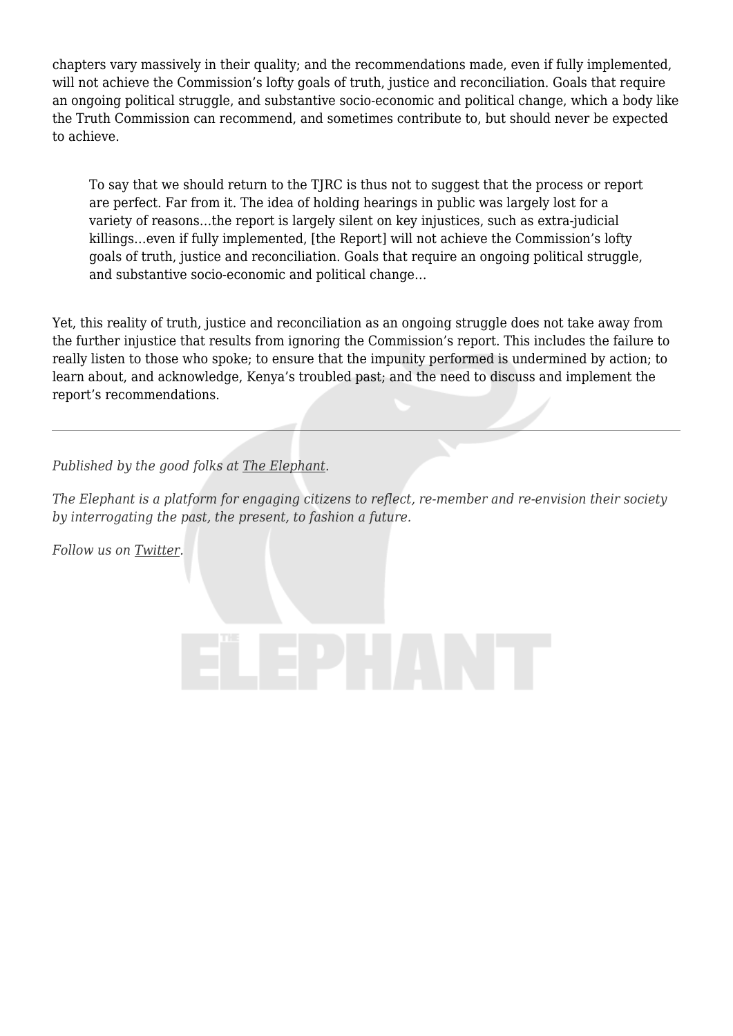chapters vary massively in their quality; and the recommendations made, even if fully implemented, will not achieve the Commission's lofty goals of truth, justice and reconciliation. Goals that require an ongoing political struggle, and substantive socio-economic and political change, which a body like the Truth Commission can recommend, and sometimes contribute to, but should never be expected to achieve.

> To say that we should return to the TJRC is thus not to suggest that the process or report are perfect. Far from it. The idea of holding hearings in public was largely lost for a variety of reasons…the report is largely silent on key injustices, such as extra-judicial killings…even if fully implemented, [the Report] will not achieve the Commission's lofty goals of truth, justice and reconciliation. Goals that require an ongoing political struggle, and substantive socio-economic and political change…

Yet, this reality of truth, justice and reconciliation as an ongoing struggle does not take away from the further injustice that results from ignoring the Commission's report. This includes the failure to really listen to those who spoke; to ensure that the impunity performed is undermined by action; to learn about, and acknowledge, Kenya's troubled past; and the need to discuss and implement the report's recommendations.

---

*Published by the good folks at The Elephant.*

*The Elephant is a platform for engaging citizens to reflect, re-member and re-envision their society by interrogating the past, the present, to fashion a future.*

*Follow us on Twitter.*